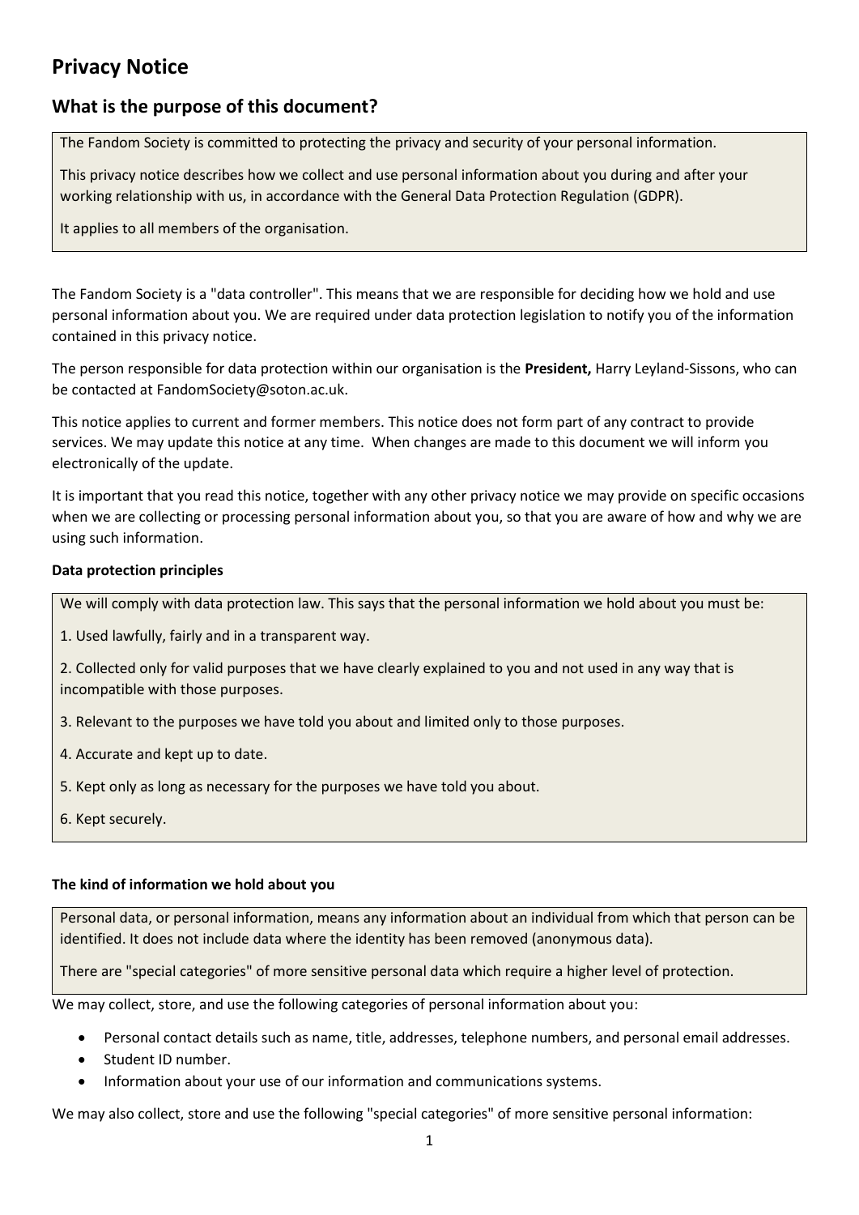# Privacy Notice

## What is the purpose of this document?

The Fandom Society is committed to protecting the privacy and security of your personal information.

This privacy notice describes how we collect and use personal information about you during and after your working relationship with us, in accordance with the General Data Protection Regulation (GDPR).

It applies to all members of the organisation.

The Fandom Society is a "data controller". This means that we are responsible for deciding how we hold and use personal information about you. We are required under data protection legislation to notify you of the information contained in this privacy notice.

The person responsible for data protection within our organisation is the **President,** Harry Leyland-Sissons, who can be contacted at FandomSociety@soton.ac.uk.

This notice applies to current and former members. This notice does not form part of any contract to provide services. We may update this notice at any time. When changes are made to this document we will inform you electronically of the update.

It is important that you read this notice, together with any other privacy notice we may provide on specific occasions when we are collecting or processing personal information about you, so that you are aware of how and why we are using such information.

**Data protection principles**

We will comply with data protection law. This says that the personal information we hold about you must be:

1. Used lawfully, fairly and in a transparent way.
2. Collected only for valid purposes that we have clearly explained to you and not used in any way that is incompatible with those purposes.
3. Relevant to the purposes we have told you about and limited only to those purposes.
4. Accurate and kept up to date.
5. Kept only as long as necessary for the purposes we have told you about.
6. Kept securely.

**The kind of information we hold about you**

Personal data, or personal information, means any information about an individual from which that person can be identified. It does not include data where the identity has been removed (anonymous data).

There are "special categories" of more sensitive personal data which require a higher level of protection.

We may collect, store, and use the following categories of personal information about you:

- Personal contact details such as name, title, addresses, telephone numbers, and personal email addresses.
- Student ID number.
- Information about your use of our information and communications systems.

We may also collect, store and use the following "special categories" of more sensitive personal information: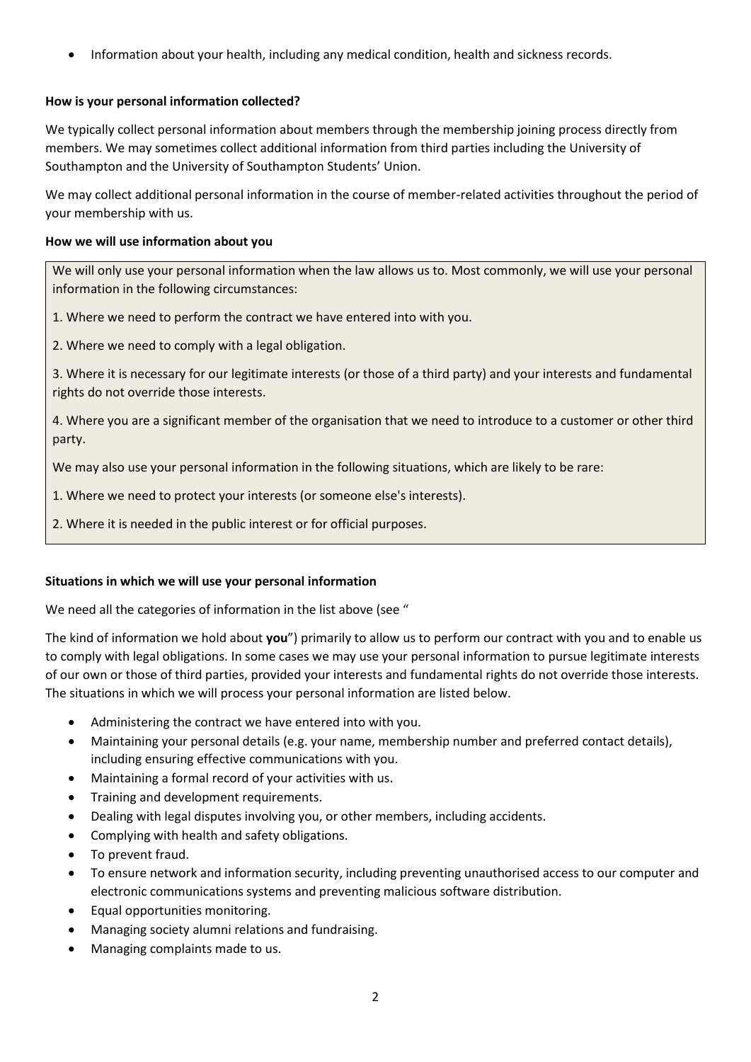- Information about your health, including any medical condition, health and sickness records.

**How is your personal information collected?**

We typically collect personal information about members through the membership joining process directly from members. We may sometimes collect additional information from third parties including the University of Southampton and the University of Southampton Students' Union.

We may collect additional personal information in the course of member-related activities throughout the period of your membership with us.

**How we will use information about you**

We will only use your personal information when the law allows us to. Most commonly, we will use your personal information in the following circumstances:

1. Where we need to perform the contract we have entered into with you.

2. Where we need to comply with a legal obligation.

3. Where it is necessary for our legitimate interests (or those of a third party) and your interests and fundamental rights do not override those interests.

4. Where you are a significant member of the organisation that we need to introduce to a customer or other third party.

We may also use your personal information in the following situations, which are likely to be rare:

1. Where we need to protect your interests (or someone else's interests).

2. Where it is needed in the public interest or for official purposes.

**Situations in which we will use your personal information**

We need all the categories of information in the list above (see "

The kind of information we hold about **you**") primarily to allow us to perform our contract with you and to enable us to comply with legal obligations. In some cases we may use your personal information to pursue legitimate interests of our own or those of third parties, provided your interests and fundamental rights do not override those interests. The situations in which we will process your personal information are listed below.

- Administering the contract we have entered into with you.
- Maintaining your personal details (e.g. your name, membership number and preferred contact details), including ensuring effective communications with you.
- Maintaining a formal record of your activities with us.
- Training and development requirements.
- Dealing with legal disputes involving you, or other members, including accidents.
- Complying with health and safety obligations.
- To prevent fraud.
- To ensure network and information security, including preventing unauthorised access to our computer and electronic communications systems and preventing malicious software distribution.
- Equal opportunities monitoring.
- Managing society alumni relations and fundraising.
- Managing complaints made to us.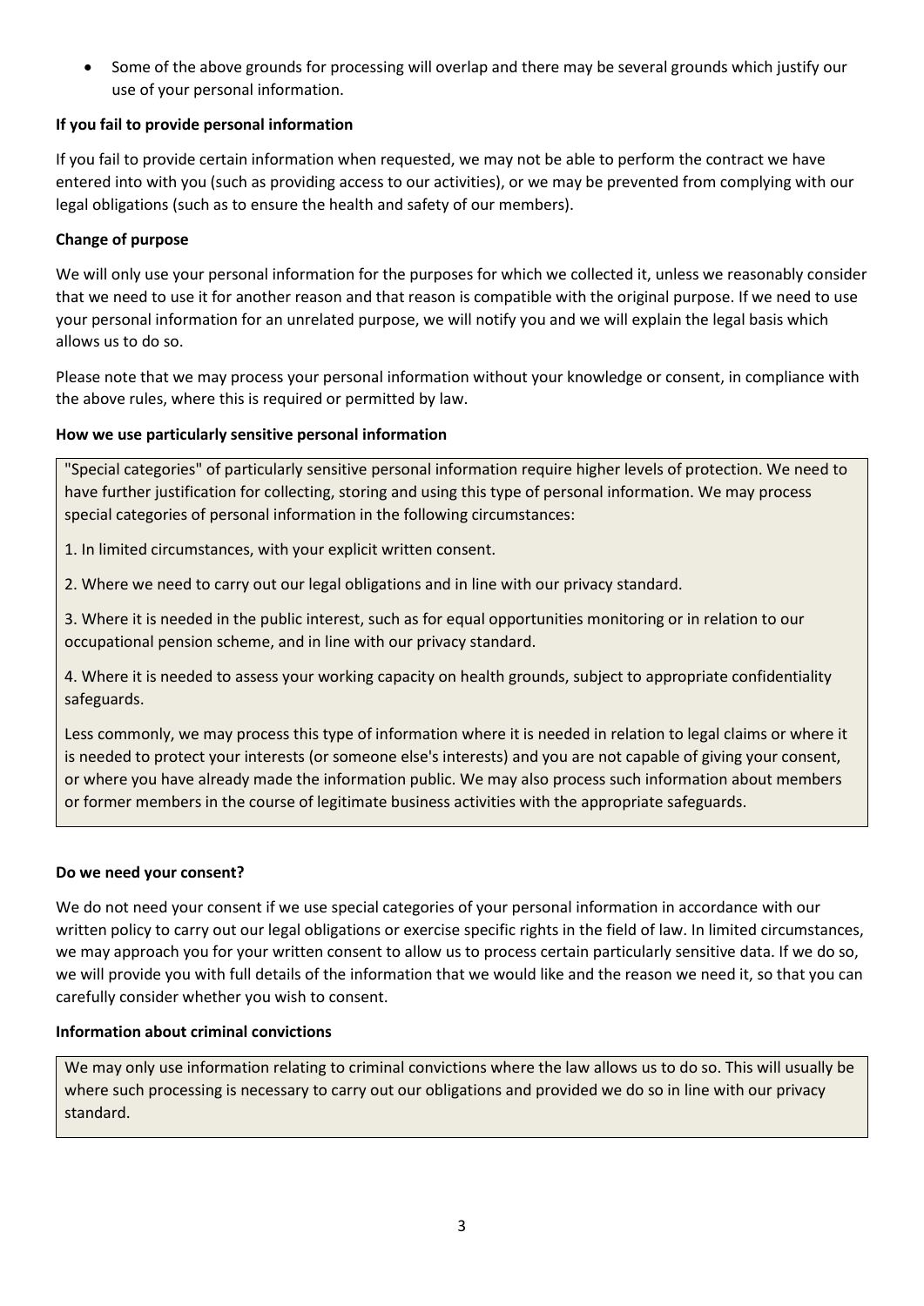- Some of the above grounds for processing will overlap and there may be several grounds which justify our use of your personal information.

**If you fail to provide personal information**

If you fail to provide certain information when requested, we may not be able to perform the contract we have entered into with you (such as providing access to our activities), or we may be prevented from complying with our legal obligations (such as to ensure the health and safety of our members).

**Change of purpose**

We will only use your personal information for the purposes for which we collected it, unless we reasonably consider that we need to use it for another reason and that reason is compatible with the original purpose. If we need to use your personal information for an unrelated purpose, we will notify you and we will explain the legal basis which allows us to do so.

Please note that we may process your personal information without your knowledge or consent, in compliance with the above rules, where this is required or permitted by law.

**How we use particularly sensitive personal information**

"Special categories" of particularly sensitive personal information require higher levels of protection. We need to have further justification for collecting, storing and using this type of personal information. We may process special categories of personal information in the following circumstances:

1. In limited circumstances, with your explicit written consent.

2. Where we need to carry out our legal obligations and in line with our privacy standard.

3. Where it is needed in the public interest, such as for equal opportunities monitoring or in relation to our occupational pension scheme, and in line with our privacy standard.

4. Where it is needed to assess your working capacity on health grounds, subject to appropriate confidentiality safeguards.

Less commonly, we may process this type of information where it is needed in relation to legal claims or where it is needed to protect your interests (or someone else's interests) and you are not capable of giving your consent, or where you have already made the information public. We may also process such information about members or former members in the course of legitimate business activities with the appropriate safeguards.

**Do we need your consent?**

We do not need your consent if we use special categories of your personal information in accordance with our written policy to carry out our legal obligations or exercise specific rights in the field of law. In limited circumstances, we may approach you for your written consent to allow us to process certain particularly sensitive data. If we do so, we will provide you with full details of the information that we would like and the reason we need it, so that you can carefully consider whether you wish to consent.

**Information about criminal convictions**

We may only use information relating to criminal convictions where the law allows us to do so. This will usually be where such processing is necessary to carry out our obligations and provided we do so in line with our privacy standard.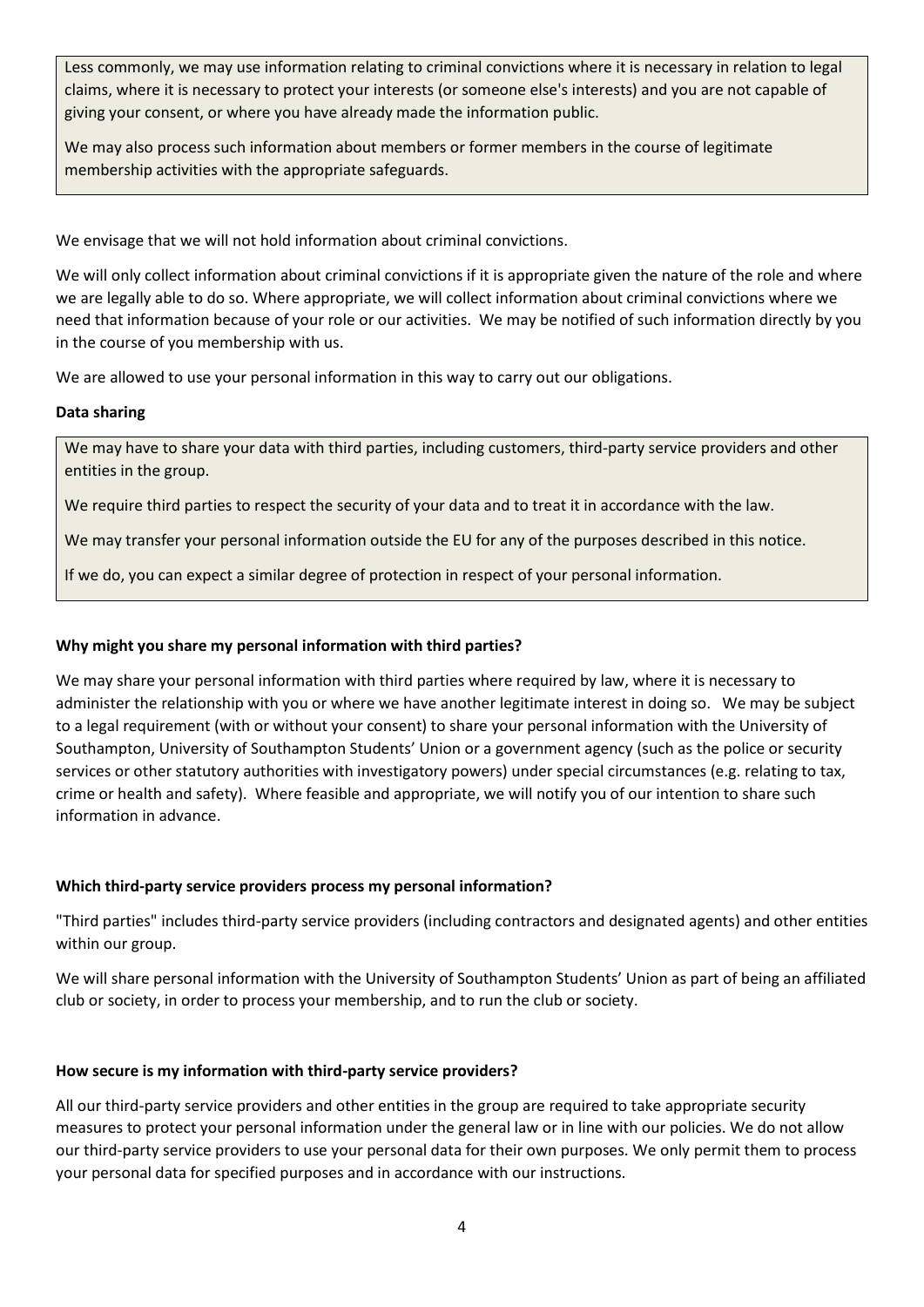Less commonly, we may use information relating to criminal convictions where it is necessary in relation to legal claims, where it is necessary to protect your interests (or someone else's interests) and you are not capable of giving your consent, or where you have already made the information public.

We may also process such information about members or former members in the course of legitimate membership activities with the appropriate safeguards.

We envisage that we will not hold information about criminal convictions.

We will only collect information about criminal convictions if it is appropriate given the nature of the role and where we are legally able to do so. Where appropriate, we will collect information about criminal convictions where we need that information because of your role or our activities. We may be notified of such information directly by you in the course of you membership with us.

We are allowed to use your personal information in this way to carry out our obligations.

**Data sharing**

We may have to share your data with third parties, including customers, third-party service providers and other entities in the group.

We require third parties to respect the security of your data and to treat it in accordance with the law.

We may transfer your personal information outside the EU for any of the purposes described in this notice.

If we do, you can expect a similar degree of protection in respect of your personal information.

**Why might you share my personal information with third parties?**

We may share your personal information with third parties where required by law, where it is necessary to administer the relationship with you or where we have another legitimate interest in doing so. We may be subject to a legal requirement (with or without your consent) to share your personal information with the University of Southampton, University of Southampton Students' Union or a government agency (such as the police or security services or other statutory authorities with investigatory powers) under special circumstances (e.g. relating to tax, crime or health and safety). Where feasible and appropriate, we will notify you of our intention to share such information in advance.

**Which third-party service providers process my personal information?**

"Third parties" includes third-party service providers (including contractors and designated agents) and other entities within our group.

We will share personal information with the University of Southampton Students' Union as part of being an affiliated club or society, in order to process your membership, and to run the club or society.

**How secure is my information with third-party service providers?**

All our third-party service providers and other entities in the group are required to take appropriate security measures to protect your personal information under the general law or in line with our policies. We do not allow our third-party service providers to use your personal data for their own purposes. We only permit them to process your personal data for specified purposes and in accordance with our instructions.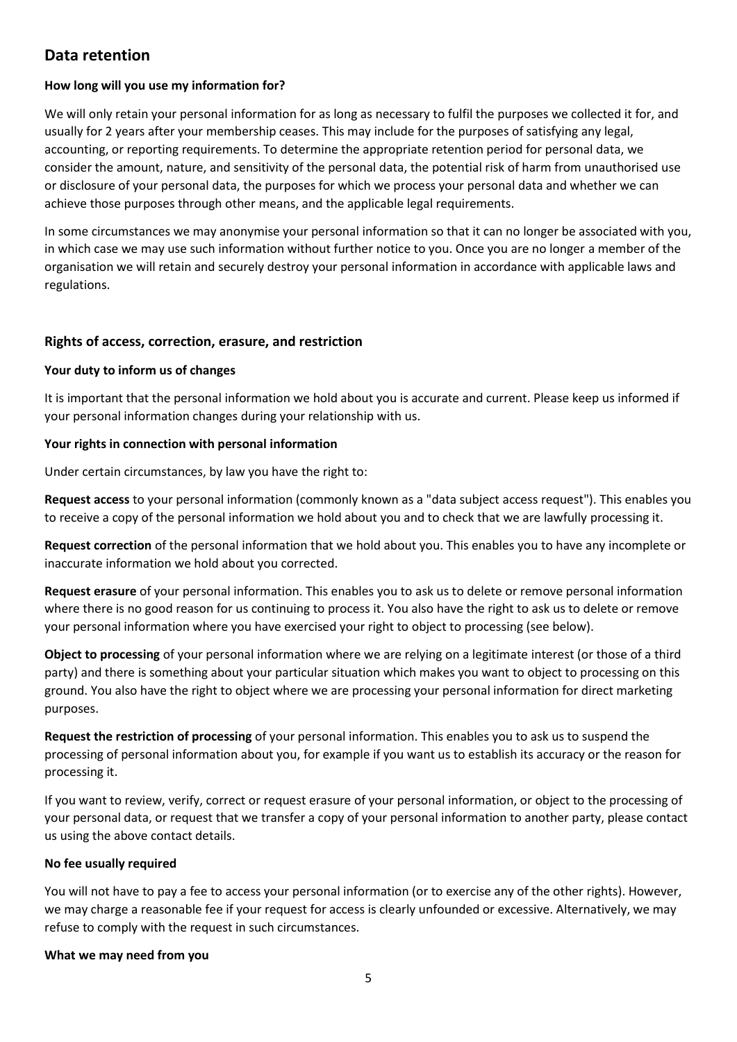## Data retention

**How long will you use my information for?**

We will only retain your personal information for as long as necessary to fulfil the purposes we collected it for, and usually for 2 years after your membership ceases. This may include for the purposes of satisfying any legal, accounting, or reporting requirements. To determine the appropriate retention period for personal data, we consider the amount, nature, and sensitivity of the personal data, the potential risk of harm from unauthorised use or disclosure of your personal data, the purposes for which we process your personal data and whether we can achieve those purposes through other means, and the applicable legal requirements.

In some circumstances we may anonymise your personal information so that it can no longer be associated with you, in which case we may use such information without further notice to you. Once you are no longer a member of the organisation we will retain and securely destroy your personal information in accordance with applicable laws and regulations.

## Rights of access, correction, erasure, and restriction

**Your duty to inform us of changes**

It is important that the personal information we hold about you is accurate and current. Please keep us informed if your personal information changes during your relationship with us.

**Your rights in connection with personal information**

Under certain circumstances, by law you have the right to:

**Request access** to your personal information (commonly known as a "data subject access request"). This enables you to receive a copy of the personal information we hold about you and to check that we are lawfully processing it.

**Request correction** of the personal information that we hold about you. This enables you to have any incomplete or inaccurate information we hold about you corrected.

**Request erasure** of your personal information. This enables you to ask us to delete or remove personal information where there is no good reason for us continuing to process it. You also have the right to ask us to delete or remove your personal information where you have exercised your right to object to processing (see below).

**Object to processing** of your personal information where we are relying on a legitimate interest (or those of a third party) and there is something about your particular situation which makes you want to object to processing on this ground. You also have the right to object where we are processing your personal information for direct marketing purposes.

**Request the restriction of processing** of your personal information. This enables you to ask us to suspend the processing of personal information about you, for example if you want us to establish its accuracy or the reason for processing it.

If you want to review, verify, correct or request erasure of your personal information, or object to the processing of your personal data, or request that we transfer a copy of your personal information to another party, please contact us using the above contact details.

**No fee usually required**

You will not have to pay a fee to access your personal information (or to exercise any of the other rights). However, we may charge a reasonable fee if your request for access is clearly unfounded or excessive. Alternatively, we may refuse to comply with the request in such circumstances.

**What we may need from you**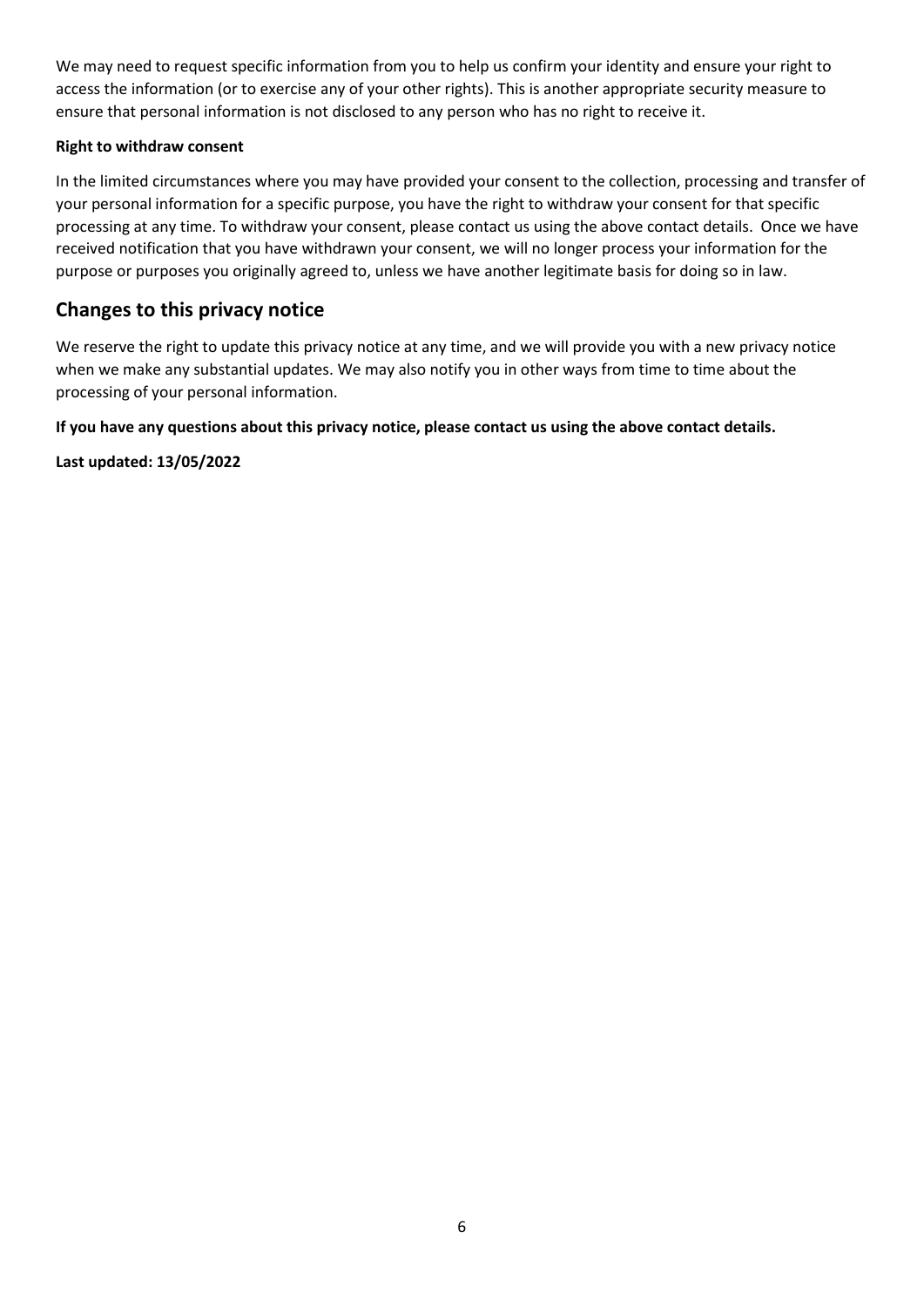We may need to request specific information from you to help us confirm your identity and ensure your right to access the information (or to exercise any of your other rights). This is another appropriate security measure to ensure that personal information is not disclosed to any person who has no right to receive it.

**Right to withdraw consent**

In the limited circumstances where you may have provided your consent to the collection, processing and transfer of your personal information for a specific purpose, you have the right to withdraw your consent for that specific processing at any time. To withdraw your consent, please contact us using the above contact details. Once we have received notification that you have withdrawn your consent, we will no longer process your information for the purpose or purposes you originally agreed to, unless we have another legitimate basis for doing so in law.

## Changes to this privacy notice

We reserve the right to update this privacy notice at any time, and we will provide you with a new privacy notice when we make any substantial updates. We may also notify you in other ways from time to time about the processing of your personal information.

**If you have any questions about this privacy notice, please contact us using the above contact details.**

**Last updated: 13/05/2022**